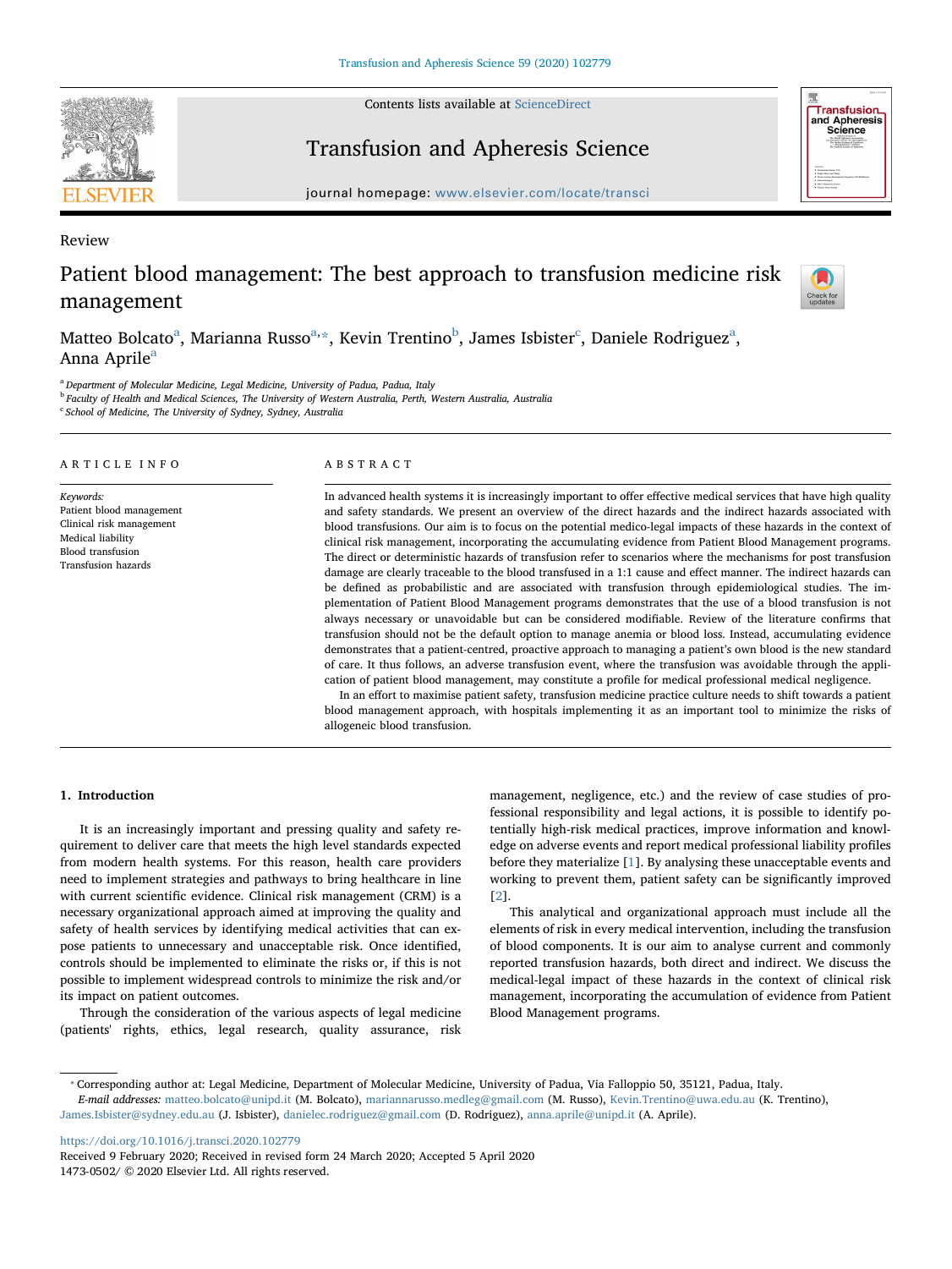Review

# Patient blood management: The best approach to transfusion medicine risk management

Matteo Bolcato[a], Marianna Russo[a,*], Kevin Trentino[b], James Isbister[c], Daniele Rodriguez[a], Anna Aprile[a]

[a] Department of Molecular Medicine, Legal Medicine, University of Padua, Padua, Italy
[b] Faculty of Health and Medical Sciences, The University of Western Australia, Perth, Western Australia, Australia
[c] School of Medicine, The University of Sydney, Sydney, Australia

## ARTICLE INFO

*Keywords:*
Patient blood management
Clinical risk management
Medical liability
Blood transfusion
Transfusion hazards

## ABSTRACT

In advanced health systems it is increasingly important to offer effective medical services that have high quality and safety standards. We present an overview of the direct hazards and the indirect hazards associated with blood transfusions. Our aim is to focus on the potential medico-legal impacts of these hazards in the context of clinical risk management, incorporating the accumulating evidence from Patient Blood Management programs. The direct or deterministic hazards of transfusion refer to scenarios where the mechanisms for post transfusion damage are clearly traceable to the blood transfused in a 1:1 cause and effect manner. The indirect hazards can be defined as probabilistic and are associated with transfusion through epidemiological studies. The implementation of Patient Blood Management programs demonstrates that the use of a blood transfusion is not always necessary or unavoidable but can be considered modifiable. Review of the literature confirms that transfusion should not be the default option to manage anemia or blood loss. Instead, accumulating evidence demonstrates that a patient-centred, proactive approach to managing a patient's own blood is the new standard of care. It thus follows, an adverse transfusion event, where the transfusion was avoidable through the application of patient blood management, may constitute a profile for medical professional medical negligence.

In an effort to maximise patient safety, transfusion medicine practice culture needs to shift towards a patient blood management approach, with hospitals implementing it as an important tool to minimize the risks of allogeneic blood transfusion.

## 1. Introduction

It is an increasingly important and pressing quality and safety requirement to deliver care that meets the high level standards expected from modern health systems. For this reason, health care providers need to implement strategies and pathways to bring healthcare in line with current scientific evidence. Clinical risk management (CRM) is a necessary organizational approach aimed at improving the quality and safety of health services by identifying medical activities that can expose patients to unnecessary and unacceptable risk. Once identified, controls should be implemented to eliminate the risks or, if this is not possible to implement widespread controls to minimize the risk and/or its impact on patient outcomes.

Through the consideration of the various aspects of legal medicine (patients' rights, ethics, legal research, quality assurance, risk management, negligence, etc.) and the review of case studies of professional responsibility and legal actions, it is possible to identify potentially high-risk medical practices, improve information and knowledge on adverse events and report medical professional liability profiles before they materialize [1]. By analysing these unacceptable events and working to prevent them, patient safety can be significantly improved [2].

This analytical and organizational approach must include all the elements of risk in every medical intervention, including the transfusion of blood components. It is our aim to analyse current and commonly reported transfusion hazards, both direct and indirect. We discuss the medical-legal impact of these hazards in the context of clinical risk management, incorporating the accumulation of evidence from Patient Blood Management programs.

* Corresponding author at: Legal Medicine, Department of Molecular Medicine, University of Padua, Via Falloppio 50, 35121, Padua, Italy.
*E-mail addresses:* matteo.bolcato@unipd.it (M. Bolcato), mariannarusso.medleg@gmail.com (M. Russo), Kevin.Trentino@uwa.edu.au (K. Trentino), James.Isbister@sydney.edu.au (J. Isbister), danielec.rodriguez@gmail.com (D. Rodriguez), anna.aprile@unipd.it (A. Aprile).

https://doi.org/10.1016/j.transci.2020.102779
Received 9 February 2020; Received in revised form 24 March 2020; Accepted 5 April 2020
1473-0502/ © 2020 Elsevier Ltd. All rights reserved.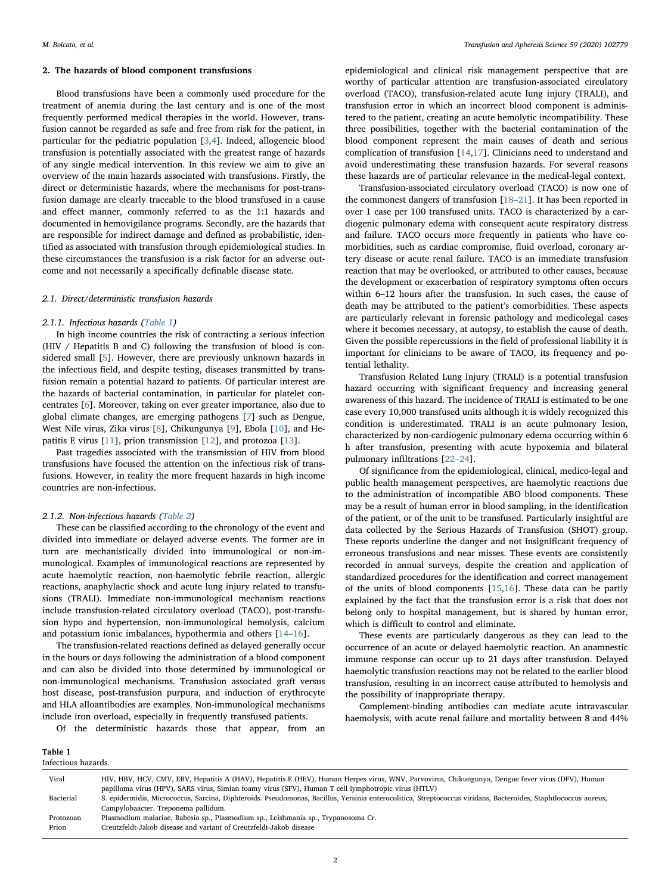## 2. The hazards of blood component transfusions

Blood transfusions have been a commonly used procedure for the treatment of anemia during the last century and is one of the most frequently performed medical therapies in the world. However, transfusion cannot be regarded as safe and free from risk for the patient, in particular for the pediatric population [3,4]. Indeed, allogeneic blood transfusion is potentially associated with the greatest range of hazards of any single medical intervention. In this review we aim to give an overview of the main hazards associated with transfusions. Firstly, the direct or deterministic hazards, where the mechanisms for post-transfusion damage are clearly traceable to the blood transfused in a cause and effect manner, commonly referred to as the 1:1 hazards and documented in hemovigilance programs. Secondly, are the hazards that are responsible for indirect damage and defined as probabilistic, identified as associated with transfusion through epidemiological studies. In these circumstances the transfusion is a risk factor for an adverse outcome and not necessarily a specifically definable disease state.

### 2.1. Direct/deterministic transfusion hazards

#### 2.1.1. Infectious hazards (Table 1)

In high income countries the risk of contracting a serious infection (HIV / Hepatitis B and C) following the transfusion of blood is considered small [5]. However, there are previously unknown hazards in the infectious field, and despite testing, diseases transmitted by transfusion remain a potential hazard to patients. Of particular interest are the hazards of bacterial contamination, in particular for platelet concentrates [6]. Moreover, taking on ever greater importance, also due to global climate changes, are emerging pathogens [7] such as Dengue, West Nile virus, Zika virus [8], Chikungunya [9], Ebola [10], and Hepatitis E virus [11], prion transmission [12], and protozoa [13].

Past tragedies associated with the transmission of HIV from blood transfusions have focused the attention on the infectious risk of transfusions. However, in reality the more frequent hazards in high income countries are non-infectious.

#### 2.1.2. Non-infectious hazards (Table 2)

These can be classified according to the chronology of the event and divided into immediate or delayed adverse events. The former are in turn are mechanistically divided into immunological or non-immunological. Examples of immunological reactions are represented by acute haemolytic reaction, non-haemolytic febrile reaction, allergic reactions, anaphylactic shock and acute lung injury related to transfusions (TRALI). Immediate non-immunological mechanism reactions include transfusion-related circulatory overload (TACO), post-transfusion hypo and hypertension, non-immunological hemolysis, calcium and potassium ionic imbalances, hypothermia and others [14–16].

The transfusion-related reactions defined as delayed generally occur in the hours or days following the administration of a blood component and can also be divided into those determined by immunological or non-immunological mechanisms. Transfusion associated graft versus host disease, post-transfusion purpura, and induction of erythrocyte and HLA alloantibodies are examples. Non-immunological mechanisms include iron overload, especially in frequently transfused patients.

Of the deterministic hazards those that appear, from an epidemiological and clinical risk management perspective that are worthy of particular attention are transfusion-associated circulatory overload (TACO), transfusion-related acute lung injury (TRALI), and transfusion error in which an incorrect blood component is administered to the patient, creating an acute hemolytic incompatibility. These three possibilities, together with the bacterial contamination of the blood component represent the main causes of death and serious complication of transfusion [14,17]. Clinicians need to understand and avoid underestimating these transfusion hazards. For several reasons these hazards are of particular relevance in the medical-legal context.

Transfusion-associated circulatory overload (TACO) is now one of the commonest dangers of transfusion [18–21]. It has been reported in over 1 case per 100 transfused units. TACO is characterized by a cardiogenic pulmonary edema with consequent acute respiratory distress and failure. TACO occurs more frequently in patients who have comorbidities, such as cardiac compromise, fluid overload, coronary artery disease or acute renal failure. TACO is an immediate transfusion reaction that may be overlooked, or attributed to other causes, because the development or exacerbation of respiratory symptoms often occurs within 6–12 hours after the transfusion. In such cases, the cause of death may be attributed to the patient's comorbidities. These aspects are particularly relevant in forensic pathology and medicolegal cases where it becomes necessary, at autopsy, to establish the cause of death. Given the possible repercussions in the field of professional liability it is important for clinicians to be aware of TACO, its frequency and potential lethality.

Transfusion Related Lung Injury (TRALI) is a potential transfusion hazard occurring with significant frequency and increasing general awareness of this hazard. The incidence of TRALI is estimated to be one case every 10,000 transfused units although it is widely recognized this condition is underestimated. TRALI is an acute pulmonary lesion, characterized by non-cardiogenic pulmonary edema occurring within 6 h after transfusion, presenting with acute hypoxemia and bilateral pulmonary infiltrations [22–24].

Of significance from the epidemiological, clinical, medico-legal and public health management perspectives, are haemolytic reactions due to the administration of incompatible ABO blood components. These may be a result of human error in blood sampling, in the identification of the patient, or of the unit to be transfused. Particularly insightful are data collected by the Serious Hazards of Transfusion (SHOT) group. These reports underline the danger and not insignificant frequency of erroneous transfusions and near misses. These events are consistently recorded in annual surveys, despite the creation and application of standardized procedures for the identification and correct management of the units of blood components [15,16]. These data can be partly explained by the fact that the transfusion error is a risk that does not belong only to hospital management, but is shared by human error, which is difficult to control and eliminate.

These events are particularly dangerous as they can lead to the occurrence of an acute or delayed haemolytic reaction. An anamnestic immune response can occur up to 21 days after transfusion. Delayed haemolytic transfusion reactions may not be related to the earlier blood transfusion, resulting in an incorrect cause attributed to hemolysis and the possibility of inappropriate therapy.

Complement-binding antibodies can mediate acute intravascular haemolysis, with acute renal failure and mortality between 8 and 44%

**Table 1**
Infectious hazards.

| | |
|---|---|
| Viral | HIV, HBV, HCV, CMV, EBV, Hepatitis A (HAV), Hepatitis E (HEV), Human Herpes virus, WNV, Parvovirus, Chikungunya, Dengue fever virus (DFV), Human papilloma virus (HPV), SARS virus, Simian foamy virus (SFV), Human T cell lymphotropic virus (HTLV) |
| Bacterial | S. epidermidis, Micrococcus, Sarcina, Diphteroids. Pseudomonas, Bacillus, Yersinia enterocolitica, Streptococcus viridans, Bacteroides, Staphtlococcus aureus, Campylobaacter. Treponema pallidum. |
| Protozoan | Plasmodium malariae, Babesia sp., Plasmodium sp., Leishmania sp., Trypanosoma Cr. |
| Prion | Creutzfeldt-Jakob disease and variant of Creutzfeldt-Jakob disease |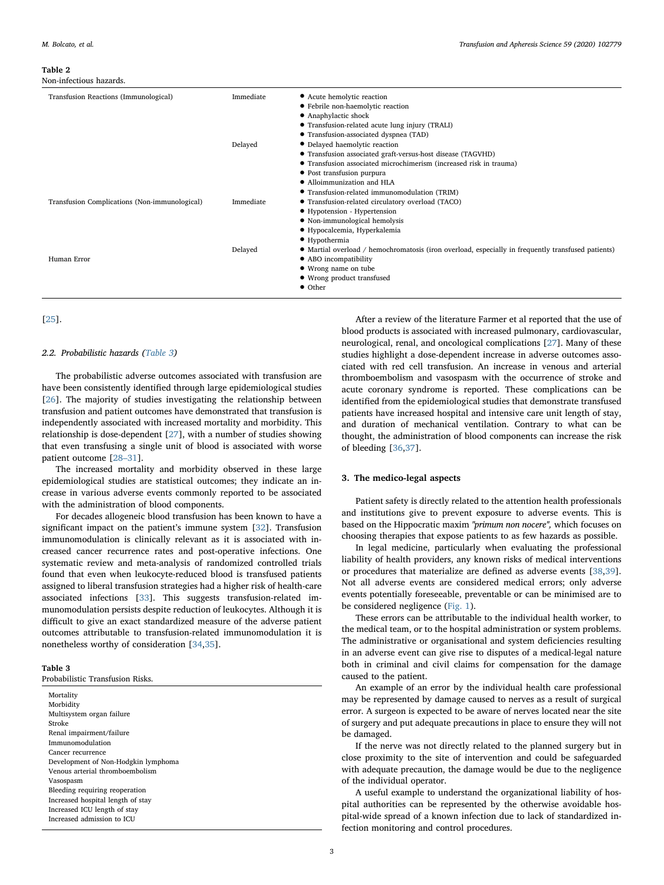**Table 2**
Non-infectious hazards.

| | | |
|---|---|---|
| Transfusion Reactions (Immunological) | Immediate | • Acute hemolytic reaction<br>• Febrile non-haemolytic reaction<br>• Anaphylactic shock<br>• Transfusion-related acute lung injury (TRALI)<br>• Transfusion-associated dyspnea (TAD) |
| | Delayed | • Delayed haemolytic reaction<br>• Transfusion associated graft-versus-host disease (TAGVHD)<br>• Transfusion associated microchimerism (increased risk in trauma)<br>• Post transfusion purpura<br>• Alloimmunization and HLA<br>• Transfusion-related immunomodulation (TRIM) |
| Transfusion Complications (Non-immunological) | Immediate | • Transfusion-related circulatory overload (TACO)<br>• Hypotension - Hypertension<br>• Non-immunological hemolysis<br>• Hypocalcemia, Hyperkalemia<br>• Hypothermia |
| | Delayed | • Martial overload / hemochromatosis (iron overload, especially in frequently transfused patients) |
| Human Error | | • ABO incompatibility<br>• Wrong name on tube<br>• Wrong product transfused<br>• Other |

[25].

### 2.2. Probabilistic hazards (Table 3)

The probabilistic adverse outcomes associated with transfusion are have been consistently identified through large epidemiological studies [26]. The majority of studies investigating the relationship between transfusion and patient outcomes have demonstrated that transfusion is independently associated with increased mortality and morbidity. This relationship is dose-dependent [27], with a number of studies showing that even transfusing a single unit of blood is associated with worse patient outcome [28–31].

The increased mortality and morbidity observed in these large epidemiological studies are statistical outcomes; they indicate an increase in various adverse events commonly reported to be associated with the administration of blood components.

For decades allogeneic blood transfusion has been known to have a significant impact on the patient's immune system [32]. Transfusion immunomodulation is clinically relevant as it is associated with increased cancer recurrence rates and post-operative infections. One systematic review and meta-analysis of randomized controlled trials found that even when leukocyte-reduced blood is transfused patients assigned to liberal transfusion strategies had a higher risk of health-care associated infections [33]. This suggests transfusion-related immunomodulation persists despite reduction of leukocytes. Although it is difficult to give an exact standardized measure of the adverse patient outcomes attributable to transfusion-related immunomodulation it is nonetheless worthy of consideration [34,35].

**Table 3**
Probabilistic Transfusion Risks.

| |
|---|
| Mortality |
| Morbidity |
| Multisystem organ failure |
| Stroke |
| Renal impairment/failure |
| Immunomodulation |
| Cancer recurrence |
| Development of Non-Hodgkin lymphoma |
| Venous arterial thromboembolism |
| Vasospasm |
| Bleeding requiring reoperation |
| Increased hospital length of stay |
| Increased ICU length of stay |
| Increased admission to ICU |

After a review of the literature Farmer et al reported that the use of blood products is associated with increased pulmonary, cardiovascular, neurological, renal, and oncological complications [27]. Many of these studies highlight a dose-dependent increase in adverse outcomes associated with red cell transfusion. An increase in venous and arterial thromboembolism and vasospasm with the occurrence of stroke and acute coronary syndrome is reported. These complications can be identified from the epidemiological studies that demonstrate transfused patients have increased hospital and intensive care unit length of stay, and duration of mechanical ventilation. Contrary to what can be thought, the administration of blood components can increase the risk of bleeding [36,37].

## 3. The medico-legal aspects

Patient safety is directly related to the attention health professionals and institutions give to prevent exposure to adverse events. This is based on the Hippocratic maxim *"primum non nocere"*, which focuses on choosing therapies that expose patients to as few hazards as possible.

In legal medicine, particularly when evaluating the professional liability of health providers, any known risks of medical interventions or procedures that materialize are defined as adverse events [38,39]. Not all adverse events are considered medical errors; only adverse events potentially foreseeable, preventable or can be minimised are to be considered negligence (Fig. 1).

These errors can be attributable to the individual health worker, to the medical team, or to the hospital administration or system problems. The administrative or organisational and system deficiencies resulting in an adverse event can give rise to disputes of a medical-legal nature both in criminal and civil claims for compensation for the damage caused to the patient.

An example of an error by the individual health care professional may be represented by damage caused to nerves as a result of surgical error. A surgeon is expected to be aware of nerves located near the site of surgery and put adequate precautions in place to ensure they will not be damaged.

If the nerve was not directly related to the planned surgery but in close proximity to the site of intervention and could be safeguarded with adequate precaution, the damage would be due to the negligence of the individual operator.

A useful example to understand the organizational liability of hospital authorities can be represented by the otherwise avoidable hospital-wide spread of a known infection due to lack of standardized infection monitoring and control procedures.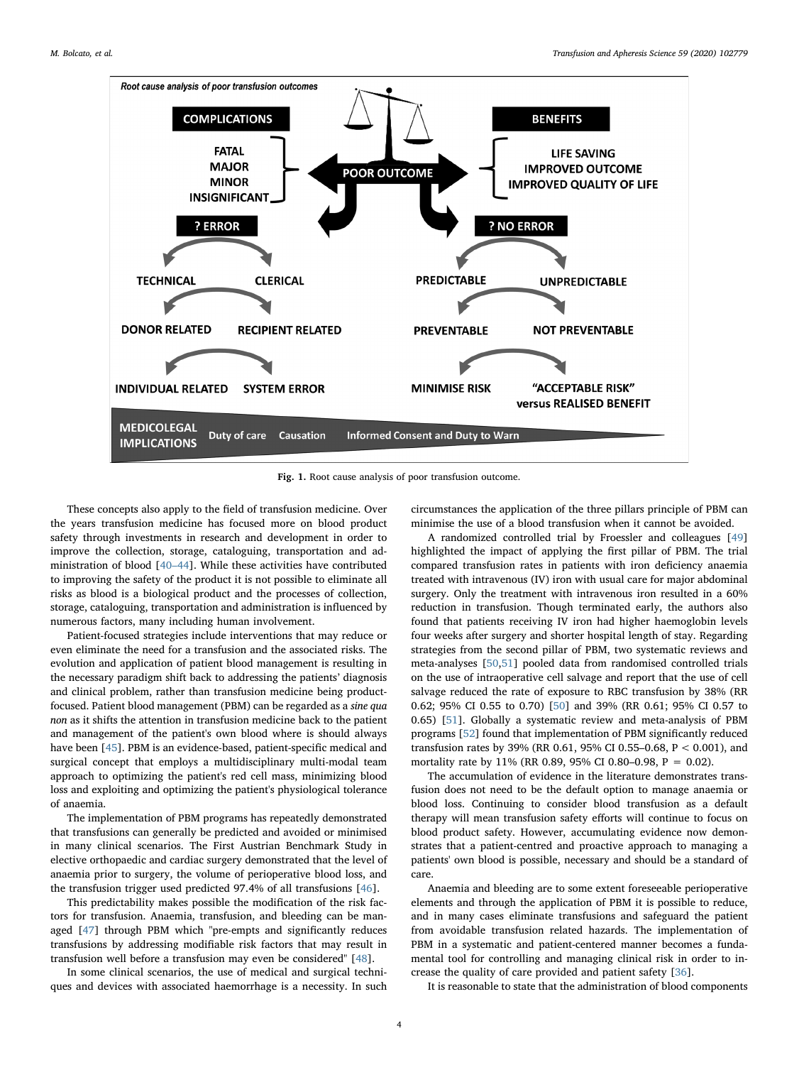Fig. 1. Root cause analysis of poor transfusion outcome.

These concepts also apply to the field of transfusion medicine. Over the years transfusion medicine has focused more on blood product safety through investments in research and development in order to improve the collection, storage, cataloguing, transportation and administration of blood [40–44]. While these activities have contributed to improving the safety of the product it is not possible to eliminate all risks as blood is a biological product and the processes of collection, storage, cataloguing, transportation and administration is influenced by numerous factors, many including human involvement.

Patient-focused strategies include interventions that may reduce or even eliminate the need for a transfusion and the associated risks. The evolution and application of patient blood management is resulting in the necessary paradigm shift back to addressing the patients' diagnosis and clinical problem, rather than transfusion medicine being product-focused. Patient blood management (PBM) can be regarded as a *sine qua non* as it shifts the attention in transfusion medicine back to the patient and management of the patient's own blood where is should always have been [45]. PBM is an evidence-based, patient-specific medical and surgical concept that employs a multidisciplinary multi-modal team approach to optimizing the patient's red cell mass, minimizing blood loss and exploiting and optimizing the patient's physiological tolerance of anaemia.

The implementation of PBM programs has repeatedly demonstrated that transfusions can generally be predicted and avoided or minimised in many clinical scenarios. The First Austrian Benchmark Study in elective orthopaedic and cardiac surgery demonstrated that the level of anaemia prior to surgery, the volume of perioperative blood loss, and the transfusion trigger used predicted 97.4% of all transfusions [46].

This predictability makes possible the modification of the risk factors for transfusion. Anaemia, transfusion, and bleeding can be managed [47] through PBM which "pre-empts and significantly reduces transfusions by addressing modifiable risk factors that may result in transfusion well before a transfusion may even be considered" [48].

In some clinical scenarios, the use of medical and surgical techniques and devices with associated haemorrhage is a necessity. In such circumstances the application of the three pillars principle of PBM can minimise the use of a blood transfusion when it cannot be avoided.

A randomized controlled trial by Froessler and colleagues [49] highlighted the impact of applying the first pillar of PBM. The trial compared transfusion rates in patients with iron deficiency anaemia treated with intravenous (IV) iron with usual care for major abdominal surgery. Only the treatment with intravenous iron resulted in a 60% reduction in transfusion. Though terminated early, the authors also found that patients receiving IV iron had higher haemoglobin levels four weeks after surgery and shorter hospital length of stay. Regarding strategies from the second pillar of PBM, two systematic reviews and meta-analyses [50,51] pooled data from randomised controlled trials on the use of intraoperative cell salvage and report that the use of cell salvage reduced the rate of exposure to RBC transfusion by 38% (RR 0.62; 95% CI 0.55 to 0.70) [50] and 39% (RR 0.61; 95% CI 0.57 to 0.65) [51]. Globally a systematic review and meta-analysis of PBM programs [52] found that implementation of PBM significantly reduced transfusion rates by 39% (RR 0.61, 95% CI 0.55–0.68, $P < 0.001$), and mortality rate by 11% (RR 0.89, 95% CI 0.80–0.98, $P = 0.02$).

The accumulation of evidence in the literature demonstrates transfusion does not need to be the default option to manage anaemia or blood loss. Continuing to consider blood transfusion as a default therapy will mean transfusion safety efforts will continue to focus on blood product safety. However, accumulating evidence now demonstrates that a patient-centred and proactive approach to managing a patients' own blood is possible, necessary and should be a standard of care.

Anaemia and bleeding are to some extent foreseeable perioperative elements and through the application of PBM it is possible to reduce, and in many cases eliminate transfusions and safeguard the patient from avoidable transfusion related hazards. The implementation of PBM in a systematic and patient-centered manner becomes a fundamental tool for controlling and managing clinical risk in order to increase the quality of care provided and patient safety [36].

It is reasonable to state that the administration of blood components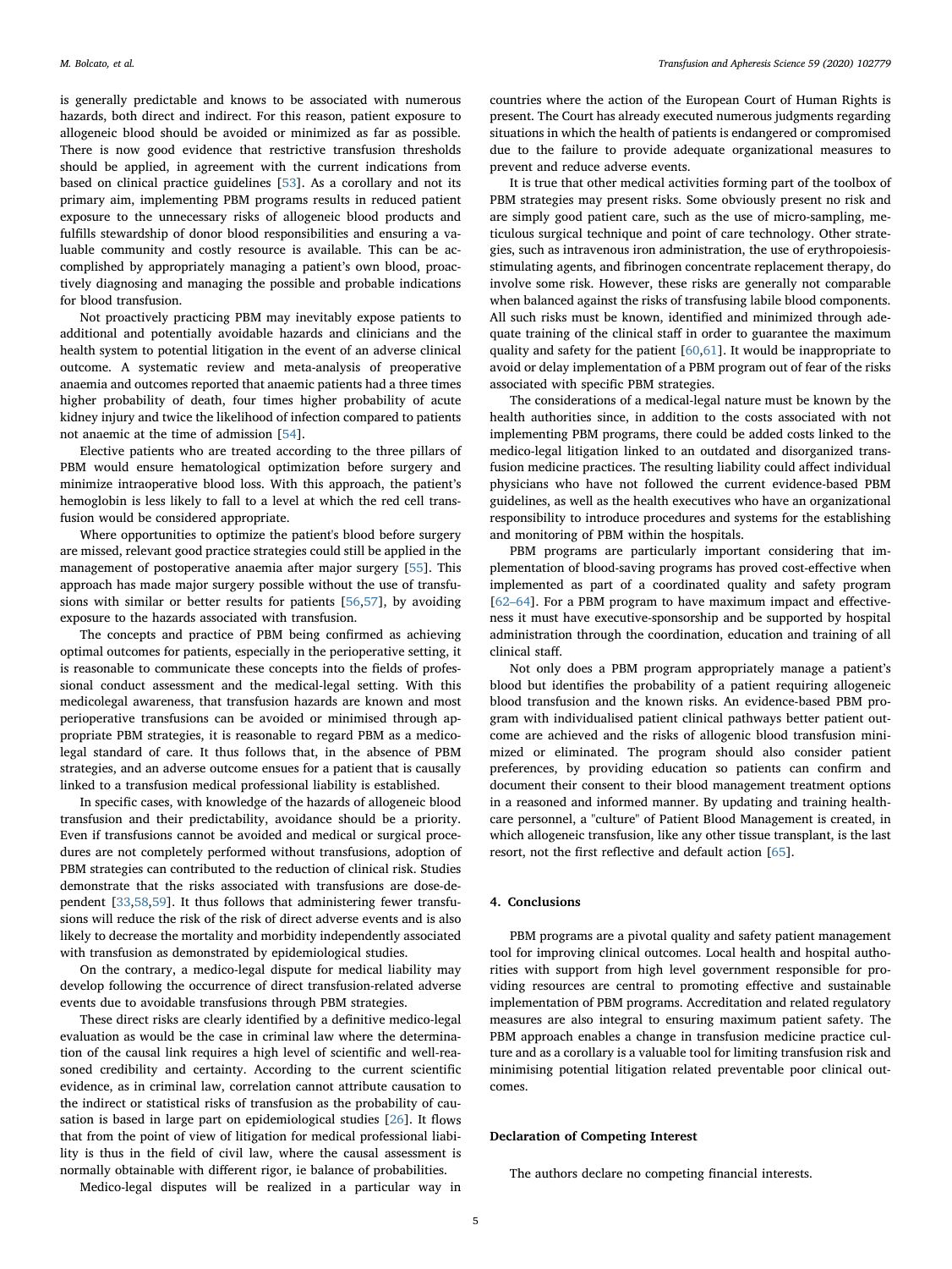is generally predictable and knows to be associated with numerous hazards, both direct and indirect. For this reason, patient exposure to allogeneic blood should be avoided or minimized as far as possible. There is now good evidence that restrictive transfusion thresholds should be applied, in agreement with the current indications from based on clinical practice guidelines [53]. As a corollary and not its primary aim, implementing PBM programs results in reduced patient exposure to the unnecessary risks of allogeneic blood products and fulfills stewardship of donor blood responsibilities and ensuring a valuable community and costly resource is available. This can be accomplished by appropriately managing a patient's own blood, proactively diagnosing and managing the possible and probable indications for blood transfusion.

Not proactively practicing PBM may inevitably expose patients to additional and potentially avoidable hazards and clinicians and the health system to potential litigation in the event of an adverse clinical outcome. A systematic review and meta-analysis of preoperative anaemia and outcomes reported that anaemic patients had a three times higher probability of death, four times higher probability of acute kidney injury and twice the likelihood of infection compared to patients not anaemic at the time of admission [54].

Elective patients who are treated according to the three pillars of PBM would ensure hematological optimization before surgery and minimize intraoperative blood loss. With this approach, the patient's hemoglobin is less likely to fall to a level at which the red cell transfusion would be considered appropriate.

Where opportunities to optimize the patient's blood before surgery are missed, relevant good practice strategies could still be applied in the management of postoperative anaemia after major surgery [55]. This approach has made major surgery possible without the use of transfusions with similar or better results for patients [56,57], by avoiding exposure to the hazards associated with transfusion.

The concepts and practice of PBM being confirmed as achieving optimal outcomes for patients, especially in the perioperative setting, it is reasonable to communicate these concepts into the fields of professional conduct assessment and the medical-legal setting. With this medicolegal awareness, that transfusion hazards are known and most perioperative transfusions can be avoided or minimised through appropriate PBM strategies, it is reasonable to regard PBM as a medico-legal standard of care. It thus follows that, in the absence of PBM strategies, and an adverse outcome ensues for a patient that is causally linked to a transfusion medical professional liability is established.

In specific cases, with knowledge of the hazards of allogeneic blood transfusion and their predictability, avoidance should be a priority. Even if transfusions cannot be avoided and medical or surgical procedures are not completely performed without transfusions, adoption of PBM strategies can contributed to the reduction of clinical risk. Studies demonstrate that the risks associated with transfusions are dose-dependent [33,58,59]. It thus follows that administering fewer transfusions will reduce the risk of the risk of direct adverse events and is also likely to decrease the mortality and morbidity independently associated with transfusion as demonstrated by epidemiological studies.

On the contrary, a medico-legal dispute for medical liability may develop following the occurrence of direct transfusion-related adverse events due to avoidable transfusions through PBM strategies.

These direct risks are clearly identified by a definitive medico-legal evaluation as would be the case in criminal law where the determination of the causal link requires a high level of scientific and well-reasoned credibility and certainty. According to the current scientific evidence, as in criminal law, correlation cannot attribute causation to the indirect or statistical risks of transfusion as the probability of causation is based in large part on epidemiological studies [26]. It flows that from the point of view of litigation for medical professional liability is thus in the field of civil law, where the causal assessment is normally obtainable with different rigor, ie balance of probabilities.

Medico-legal disputes will be realized in a particular way in countries where the action of the European Court of Human Rights is present. The Court has already executed numerous judgments regarding situations in which the health of patients is endangered or compromised due to the failure to provide adequate organizational measures to prevent and reduce adverse events.

It is true that other medical activities forming part of the toolbox of PBM strategies may present risks. Some obviously present no risk and are simply good patient care, such as the use of micro-sampling, meticulous surgical technique and point of care technology. Other strategies, such as intravenous iron administration, the use of erythropoiesis-stimulating agents, and fibrinogen concentrate replacement therapy, do involve some risk. However, these risks are generally not comparable when balanced against the risks of transfusing labile blood components. All such risks must be known, identified and minimized through adequate training of the clinical staff in order to guarantee the maximum quality and safety for the patient [60,61]. It would be inappropriate to avoid or delay implementation of a PBM program out of fear of the risks associated with specific PBM strategies.

The considerations of a medical-legal nature must be known by the health authorities since, in addition to the costs associated with not implementing PBM programs, there could be added costs linked to the medico-legal litigation linked to an outdated and disorganized transfusion medicine practices. The resulting liability could affect individual physicians who have not followed the current evidence-based PBM guidelines, as well as the health executives who have an organizational responsibility to introduce procedures and systems for the establishing and monitoring of PBM within the hospitals.

PBM programs are particularly important considering that implementation of blood-saving programs has proved cost-effective when implemented as part of a coordinated quality and safety program [62–64]. For a PBM program to have maximum impact and effectiveness it must have executive-sponsorship and be supported by hospital administration through the coordination, education and training of all clinical staff.

Not only does a PBM program appropriately manage a patient's blood but identifies the probability of a patient requiring allogeneic blood transfusion and the known risks. An evidence-based PBM program with individualised patient clinical pathways better patient outcome are achieved and the risks of allogenic blood transfusion minimized or eliminated. The program should also consider patient preferences, by providing education so patients can confirm and document their consent to their blood management treatment options in a reasoned and informed manner. By updating and training healthcare personnel, a "culture" of Patient Blood Management is created, in which allogeneic transfusion, like any other tissue transplant, is the last resort, not the first reflective and default action [65].

## 4. Conclusions

PBM programs are a pivotal quality and safety patient management tool for improving clinical outcomes. Local health and hospital authorities with support from high level government responsible for providing resources are central to promoting effective and sustainable implementation of PBM programs. Accreditation and related regulatory measures are also integral to ensuring maximum patient safety. The PBM approach enables a change in transfusion medicine practice culture and as a corollary is a valuable tool for limiting transfusion risk and minimising potential litigation related preventable poor clinical outcomes.

## Declaration of Competing Interest

The authors declare no competing financial interests.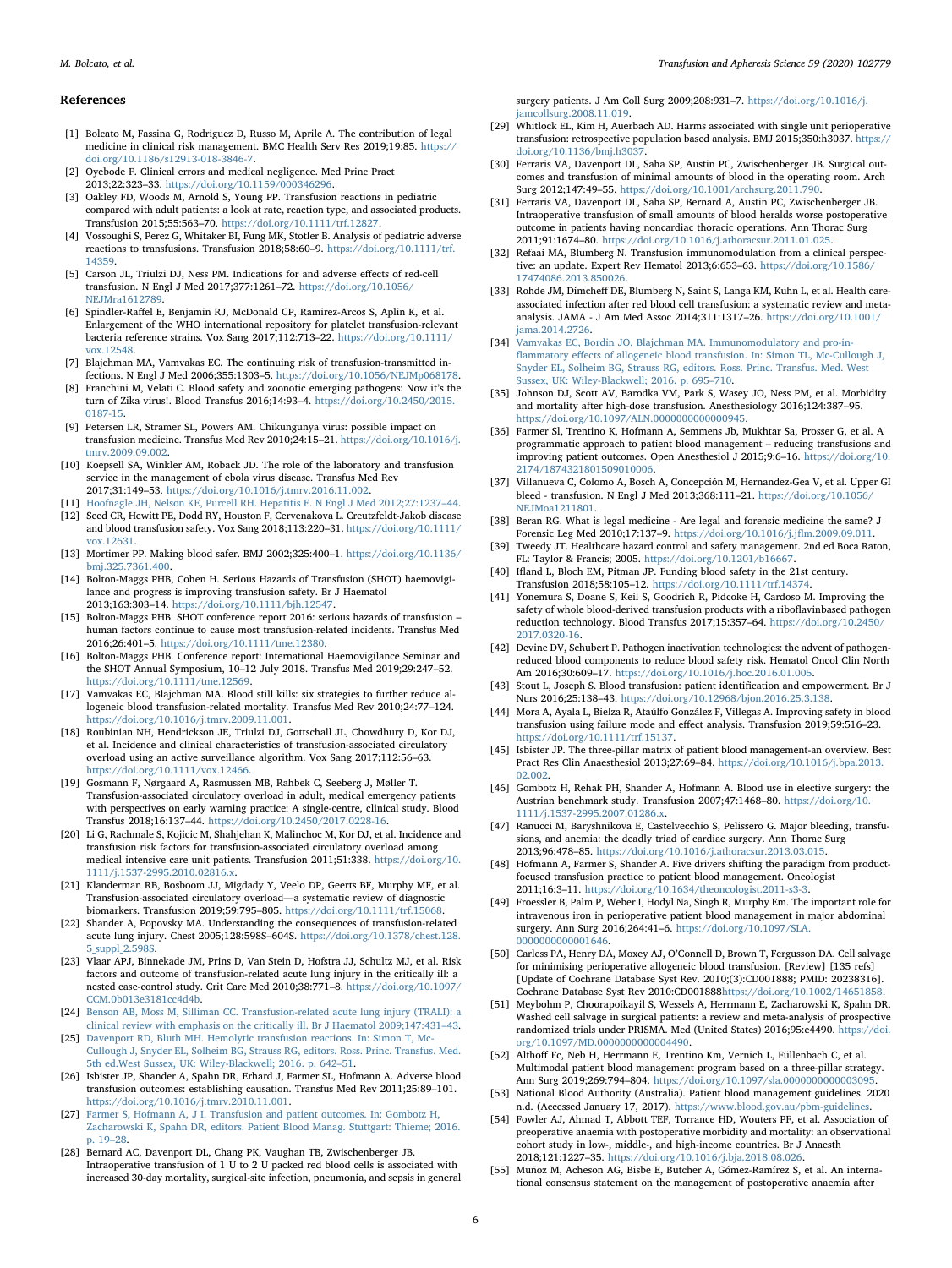## References

[1] Bolcato M, Fassina G, Rodriguez D, Russo M, Aprile A. The contribution of legal medicine in clinical risk management. BMC Health Serv Res 2019;19:85. https://doi.org/10.1186/s12913-018-3846-7.

[2] Oyebode F. Clinical errors and medical negligence. Med Princ Pract 2013;22:323–33. https://doi.org/10.1159/000346296.

[3] Oakley FD, Woods M, Arnold S, Young PP. Transfusion reactions in pediatric compared with adult patients: a look at rate, reaction type, and associated products. Transfusion 2015;55:563–70. https://doi.org/10.1111/trf.12827.

[4] Vossoughi S, Perez G, Whitaker BI, Fung MK, Stotler B. Analysis of pediatric adverse reactions to transfusions. Transfusion 2018;58:60–9. https://doi.org/10.1111/trf.14359.

[5] Carson JL, Triulzi DJ, Ness PM. Indications for and adverse effects of red-cell transfusion. N Engl J Med 2017;377:1261–72. https://doi.org/10.1056/NEJMra1612789.

[6] Spindler-Raffel E, Benjamin RJ, McDonald CP, Ramirez-Arcos S, Aplin K, et al. Enlargement of the WHO international repository for platelet transfusion-relevant bacteria reference strains. Vox Sang 2017;112:713–22. https://doi.org/10.1111/vox.12548.

[7] Blajchman MA, Vamvakas EC. The continuing risk of transfusion-transmitted infections. N Engl J Med 2006;355:1303–5. https://doi.org/10.1056/NEJMp068178.

[8] Franchini M, Velati C. Blood safety and zoonotic emerging pathogens: Now it's the turn of Zika virus!. Blood Transfus 2016;14:93–4. https://doi.org/10.2450/2015.0187-15.

[9] Petersen LR, Stramer SL, Powers AM. Chikungunya virus: possible impact on transfusion medicine. Transfus Med Rev 2010;24:15–21. https://doi.org/10.1016/j.tmrv.2009.09.002.

[10] Koepsell SA, Winkler AM, Roback JD. The role of the laboratory and transfusion service in the management of ebola virus disease. Transfus Med Rev 2017;31:149–53. https://doi.org/10.1016/j.tmrv.2016.11.002.

[11] Hoofnagle JH, Nelson KE, Purcell RH. Hepatitis E. N Engl J Med 2012;27:1237–44.

[12] Seed CR, Hewitt PE, Dodd RY, Houston F, Cervenakova L. Creutzfeldt-Jakob disease and blood transfusion safety. Vox Sang 2018;113:220–31. https://doi.org/10.1111/vox.12631.

[13] Mortimer PP. Making blood safer. BMJ 2002;325:400–1. https://doi.org/10.1136/bmj.325.7361.400.

[14] Bolton-Maggs PHB, Cohen H. Serious Hazards of Transfusion (SHOT) haemovigilance and progress is improving transfusion safety. Br J Haematol 2013;163:303–14. https://doi.org/10.1111/bjh.12547.

[15] Bolton-Maggs PHB. SHOT conference report 2016: serious hazards of transfusion – human factors continue to cause most transfusion-related incidents. Transfus Med 2016;26:401–5. https://doi.org/10.1111/tme.12380.

[16] Bolton-Maggs PHB. Conference report: International Haemovigilance Seminar and the SHOT Annual Symposium, 10–12 July 2018. Transfus Med 2019;29:247–52. https://doi.org/10.1111/tme.12569.

[17] Vamvakas EC, Blajchman MA. Blood still kills: six strategies to further reduce allogeneic blood transfusion-related mortality. Transfus Med Rev 2010;24:77–124. https://doi.org/10.1016/j.tmrv.2009.11.001.

[18] Roubinian NH, Hendrickson JE, Triulzi DJ, Gottschall JL, Chowdhury D, Kor DJ, et al. Incidence and clinical characteristics of transfusion-associated circulatory overload using an active surveillance algorithm. Vox Sang 2017;112:56–63. https://doi.org/10.1111/vox.12466.

[19] Gosmann F, Nørgaard A, Rasmussen MB, Rahbek C, Seeberg J, Møller T. Transfusion-associated circulatory overload in adult, medical emergency patients with perspectives on early warning practice: a single-centre, clinical study. Blood Transfus 2018;16:137–44. https://doi.org/10.2450/2017.0228-16.

[20] Li G, Rachmale S, Kojicic M, Shahjehan K, Malinchoc M, Kor DJ, et al. Incidence and transfusion risk factors for transfusion-associated circulatory overload among medical intensive care unit patients. Transfusion 2011;51:338. https://doi.org/10.1111/j.1537-2995.2010.02816.x.

[21] Klanderman RB, Bosboom JJ, Migdady Y, Veelo DP, Geerts BF, Murphy MF, et al. Transfusion-associated circulatory overload—a systematic review of diagnostic biomarkers. Transfusion 2019;59:795–805. https://doi.org/10.1111/trf.15068.

[22] Shander A, Popovsky MA. Understanding the consequences of transfusion-related acute lung injury. Chest 2005;128:598S–604S. https://doi.org/10.1378/chest.128.5_suppl_2.598S.

[23] Vlaar APJ, Binnekade JM, Prins D, Van Stein D, Hofstra JJ, Schultz MJ, et al. Risk factors and outcome of transfusion-related acute lung injury in the critically ill: a nested case-control study. Crit Care Med 2010;38:771–8. https://doi.org/10.1097/CCM.0b013e3181cc4d4b.

[24] Benson AB, Moss M, Silliman CC. Transfusion-related acute lung injury (TRALI): a clinical review with emphasis on the critically ill. Br J Haematol 2009;147:431–43.

[25] Davenport RD, Bluth MH. Hemolytic transfusion reactions. In: Simon T, McCullough J, Snyder EL, Solheim BG, Strauss RG, editors. Ross. Princ. Transfus. Med. 5th ed.West Sussex, UK: Wiley-Blackwell; 2016. p. 642–51.

[26] Isbister JP, Shander A, Spahn DR, Erhard J, Farmer SL, Hofmann A. Adverse blood transfusion outcomes: establishing causation. Transfus Med Rev 2011;25:89–101. https://doi.org/10.1016/j.tmrv.2010.11.001.

[27] Farmer S, Hofmann A, J I. Transfusion and patient outcomes. In: Gombotz H, Zacharowski K, Spahn DR, editors. Patient Blood Manag. Stuttgart: Thieme; 2016. p. 19–28.

[28] Bernard AC, Davenport DL, Chang PK, Vaughan TB, Zwischenberger JB. Intraoperative transfusion of 1 U to 2 U packed red blood cells is associated with increased 30-day mortality, surgical-site infection, pneumonia, and sepsis in general surgery patients. J Am Coll Surg 2009;208:931–7. https://doi.org/10.1016/j.jamcollsurg.2008.11.019.

[29] Whitlock EL, Kim H, Auerbach AD. Harms associated with single unit perioperative transfusion: retrospective population based analysis. BMJ 2015;350:h3037. https://doi.org/10.1136/bmj.h3037.

[30] Ferraris VA, Davenport DL, Saha SP, Austin PC, Zwischenberger JB. Surgical outcomes and transfusion of minimal amounts of blood in the operating room. Arch Surg 2012;147:49–55. https://doi.org/10.1001/archsurg.2011.790.

[31] Ferraris VA, Davenport DL, Saha SP, Bernard A, Austin PC, Zwischenberger JB. Intraoperative transfusion of small amounts of blood heralds worse postoperative outcome in patients having noncardiac thoracic operations. Ann Thorac Surg 2011;91:1674–80. https://doi.org/10.1016/j.athoracsur.2011.01.025.

[32] Refaai MA, Blumberg N. Transfusion immunomodulation from a clinical perspective: an update. Expert Rev Hematol 2013;6:653–63. https://doi.org/10.1586/17474086.2013.850026.

[33] Rohde JM, Dimcheff DE, Blumberg N, Saint S, Langa KM, Kuhn L, et al. Health care-associated infection after red blood cell transfusion: a systematic review and meta-analysis. JAMA - J Am Med Assoc 2014;311:1317–26. https://doi.org/10.1001/jama.2014.2726.

[34] Vamvakas EC, Bordin JO, Blajchman MA. Immunomodulatory and pro-inflammatory effects of allogeneic blood transfusion. In: Simon TL, Mc-Cullough J, Snyder EL, Solheim BG, Strauss RG, editors. Ross. Princ. Transfus. Med. West Sussex, UK: Wiley-Blackwell; 2016. p. 695–710.

[35] Johnson DJ, Scott AV, Barodka VM, Park S, Wasey JO, Ness PM, et al. Morbidity and mortality after high-dose transfusion. Anesthesiology 2016;124:387–95. https://doi.org/10.1097/ALN.0000000000000945.

[36] Farmer Sl, Trentino K, Hofmann A, Semmens Jb, Mukhtar Sa, Prosser G, et al. A programmatic approach to patient blood management – reducing transfusions and improving patient outcomes. Open Anesthesiol J 2015;9:6–16. https://doi.org/10.2174/1874321801509010006.

[37] Villanueva C, Colomo A, Bosch A, Concepción M, Hernandez-Gea V, et al. Upper GI bleed - transfusion. N Engl J Med 2013;368:111–21. https://doi.org/10.1056/NEJMoa1211801.

[38] Beran RG. What is legal medicine - Are legal and forensic medicine the same? J Forensic Leg Med 2010;17:137–9. https://doi.org/10.1016/j.jflm.2009.09.011.

[39] Tweedy JT. Healthcare hazard control and safety management. 2nd ed Boca Raton, FL: Taylor & Francis; 2005. https://doi.org/10.1201/b16667.

[40] Ifland L, Bloch EM, Pitman JP. Funding blood safety in the 21st century. Transfusion 2018;58:105–12. https://doi.org/10.1111/trf.14374.

[41] Yonemura S, Doane S, Keil S, Goodrich R, Pidcoke H, Cardoso M. Improving the safety of whole blood-derived transfusion products with a riboflavinbased pathogen reduction technology. Blood Transfus 2017;15:357–64. https://doi.org/10.2450/2017.0320-16.

[42] Devine DV, Schubert P. Pathogen inactivation technologies: the advent of pathogen-reduced blood components to reduce blood safety risk. Hematol Oncol Clin North Am 2016;30:609–17. https://doi.org/10.1016/j.hoc.2016.01.005.

[43] Stout L, Joseph S. Blood transfusion: patient identification and empowerment. Br J Nurs 2016;25:138–43. https://doi.org/10.12968/bjon.2016.25.3.138.

[44] Mora A, Ayala L, Bielza R, Ataúlfo González F, Villegas A. Improving safety in blood transfusion using failure mode and effect analysis. Transfusion 2019;59:516–23. https://doi.org/10.1111/trf.15137.

[45] Isbister JP. The three-pillar matrix of patient blood management-an overview. Best Pract Res Clin Anaesthesiol 2013;27:69–84. https://doi.org/10.1016/j.bpa.2013.02.002.

[46] Gombotz H, Rehak PH, Shander A, Hofmann A. Blood use in elective surgery: the Austrian benchmark study. Transfusion 2007;47:1468–80. https://doi.org/10.1111/j.1537-2995.2007.01286.x.

[47] Ranucci M, Baryshnikova E, Castelvecchio S, Pelissero G. Major bleeding, transfusions, and anemia: the deadly triad of cardiac surgery. Ann Thorac Surg 2013;96:478–85. https://doi.org/10.1016/j.athoracsur.2013.03.015.

[48] Hofmann A, Farmer S, Shander A. Five drivers shifting the paradigm from product-focused transfusion practice to patient blood management. Oncologist 2011;16:3–11. https://doi.org/10.1634/theoncologist.2011-s3-3.

[49] Froessler B, Palm P, Weber I, Hodyl Na, Singh R, Murphy Em. The important role for intravenous iron in perioperative patient blood management in major abdominal surgery. Ann Surg 2016;264:41–6. https://doi.org/10.1097/SLA.0000000000001646.

[50] Carless PA, Henry DA, Moxey AJ, O'Connell D, Brown T, Fergusson DA. Cell salvage for minimising perioperative allogeneic blood transfusion. [Review] [135 refs] [Update of Cochrane Database Syst Rev. 2010;(3):CD001888; PMID: 20238316]. Cochrane Database Syst Rev 2010:CD001888https://doi.org/10.1002/14651858.

[51] Meybohm P, Choorapoikayil S, Wessels A, Herrmann E, Zacharowski K, Spahn DR. Washed cell salvage in surgical patients: a review and meta-analysis of prospective randomized trials under PRISMA. Med (United States) 2016;95:e4490. https://doi.org/10.1097/MD.0000000000004490.

[52] Althoff Fc, Neb H, Herrmann E, Trentino Km, Vernich L, Füllenbach C, et al. Multimodal patient blood management program based on a three-pillar strategy. Ann Surg 2019;269:794–804. https://doi.org/10.1097/sla.0000000000003095.

[53] National Blood Authority (Australia). Patient blood management guidelines. 2020 n.d. (Accessed January 17, 2017). https://www.blood.gov.au/pbm-guidelines.

[54] Fowler AJ, Ahmad T, Abbott TEF, Torrance HD, Wouters PF, et al. Association of preoperative anaemia with postoperative morbidity and mortality: an observational cohort study in low-, middle-, and high-income countries. Br J Anaesth 2018;121:1227–35. https://doi.org/10.1016/j.bja.2018.08.026.

[55] Muñoz M, Acheson AG, Bisbe E, Butcher A, Gómez-Ramírez S, et al. An international consensus statement on the management of postoperative anaemia after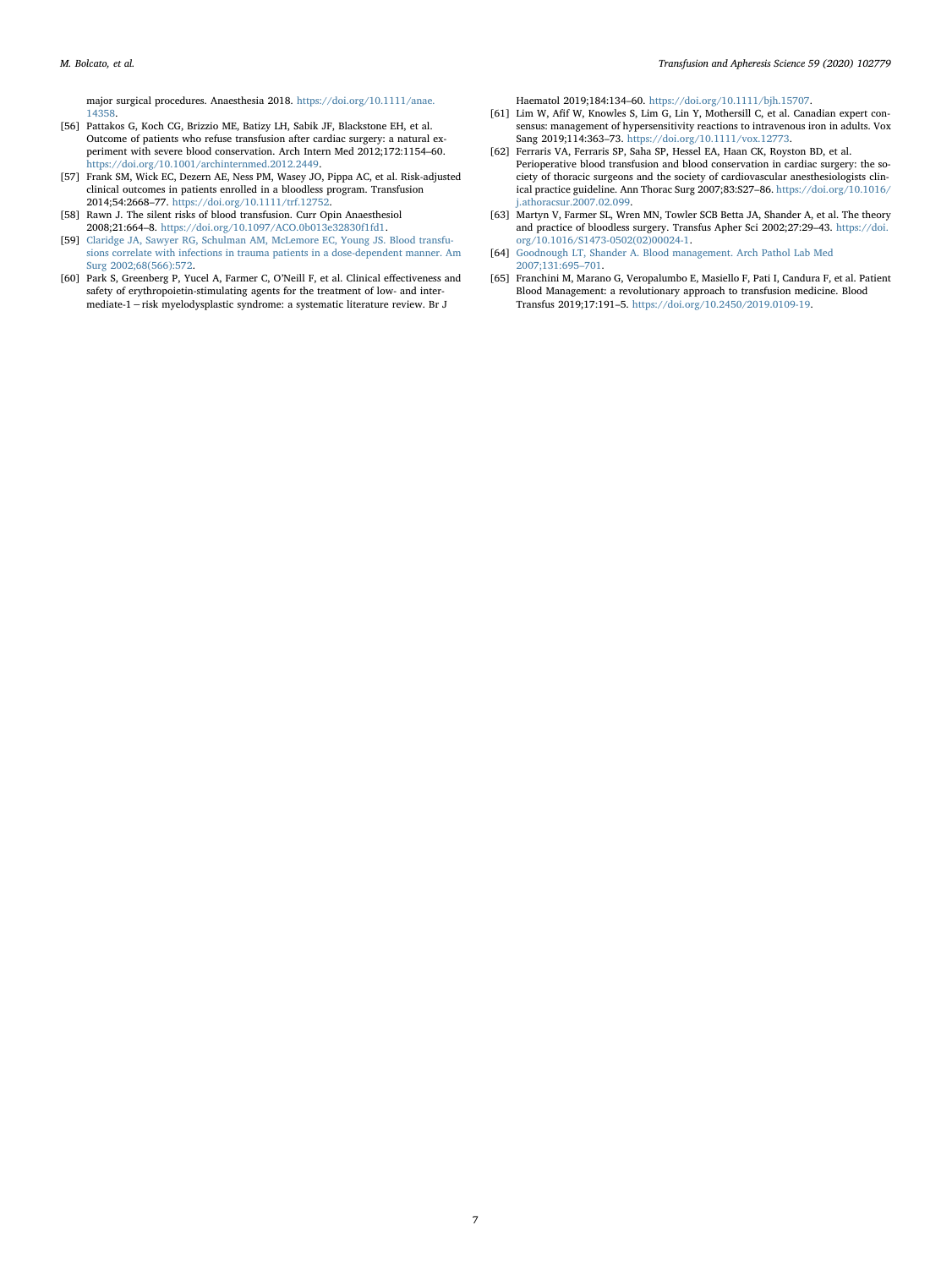major surgical procedures. Anaesthesia 2018. https://doi.org/10.1111/anae.14358.

[56] Pattakos G, Koch CG, Brizzio ME, Batizy LH, Sabik JF, Blackstone EH, et al. Outcome of patients who refuse transfusion after cardiac surgery: a natural experiment with severe blood conservation. Arch Intern Med 2012;172:1154–60. https://doi.org/10.1001/archinternmed.2012.2449.

[57] Frank SM, Wick EC, Dezern AE, Ness PM, Wasey JO, Pippa AC, et al. Risk-adjusted clinical outcomes in patients enrolled in a bloodless program. Transfusion 2014;54:2668–77. https://doi.org/10.1111/trf.12752.

[58] Rawn J. The silent risks of blood transfusion. Curr Opin Anaesthesiol 2008;21:664–8. https://doi.org/10.1097/ACO.0b013e32830f1fd1.

[59] Claridge JA, Sawyer RG, Schulman AM, McLemore EC, Young JS. Blood transfusions correlate with infections in trauma patients in a dose-dependent manner. Am Surg 2002;68(566):572.

[60] Park S, Greenberg P, Yucel A, Farmer C, O'Neill F, et al. Clinical effectiveness and safety of erythropoietin-stimulating agents for the treatment of low- and intermediate-1 – risk myelodysplastic syndrome: a systematic literature review. Br J Haematol 2019;184:134–60. https://doi.org/10.1111/bjh.15707.

[61] Lim W, Afif W, Knowles S, Lim G, Lin Y, Mothersill C, et al. Canadian expert consensus: management of hypersensitivity reactions to intravenous iron in adults. Vox Sang 2019;114:363–73. https://doi.org/10.1111/vox.12773.

[62] Ferraris VA, Ferraris SP, Saha SP, Hessel EA, Haan CK, Royston BD, et al. Perioperative blood transfusion and blood conservation in cardiac surgery: the society of thoracic surgeons and the society of cardiovascular anesthesiologists clinical practice guideline. Ann Thorac Surg 2007;83:S27–86. https://doi.org/10.1016/j.athoracsur.2007.02.099.

[63] Martyn V, Farmer SL, Wren MN, Towler SCB Betta JA, Shander A, et al. The theory and practice of bloodless surgery. Transfus Apher Sci 2002;27:29–43. https://doi.org/10.1016/S1473-0502(02)00024-1.

[64] Goodnough LT, Shander A. Blood management. Arch Pathol Lab Med 2007;131:695–701.

[65] Franchini M, Marano G, Veropalumbo E, Masiello F, Pati I, Candura F, et al. Patient Blood Management: a revolutionary approach to transfusion medicine. Blood Transfus 2019;17:191–5. https://doi.org/10.2450/2019.0109-19.